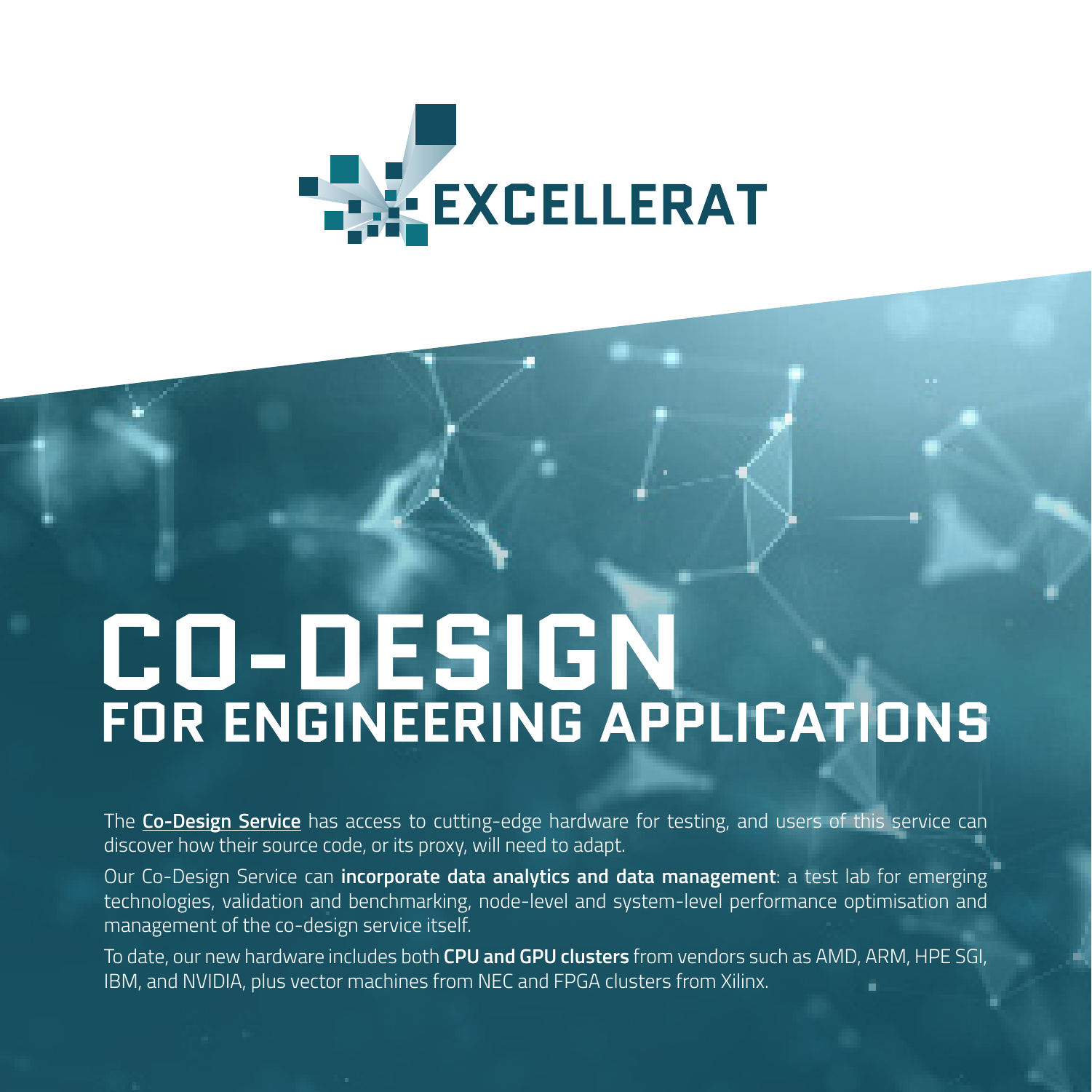EXCELLERAT

# CO-DESIGN
## FOR ENGINEERING APPLICATIONS

The **Co-Design Service** has access to cutting-edge hardware for testing, and users of this service can discover how their source code, or its proxy, will need to adapt.

Our Co-Design Service can **incorporate data analytics and data management**: a test lab for emerging technologies, validation and benchmarking, node-level and system-level performance optimisation and management of the co-design service itself.

To date, our new hardware includes both **CPU and GPU clusters** from vendors such as AMD, ARM, HPE SGI, IBM, and NVIDIA, plus vector machines from NEC and FPGA clusters from Xilinx.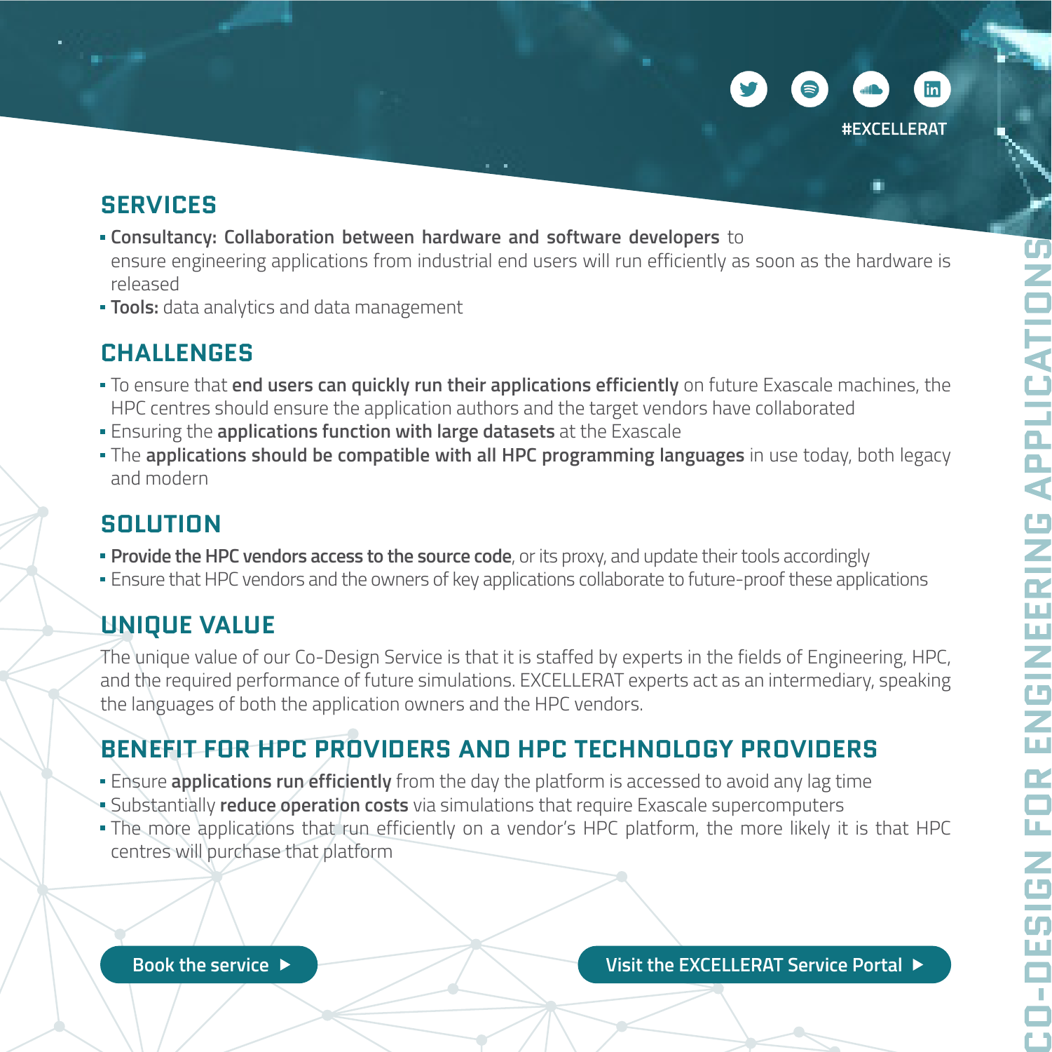#EXCELLERAT

## SERVICES

- **Consultancy: Collaboration between hardware and software developers** to ensure engineering applications from industrial end users will run efficiently as soon as the hardware is released
- **Tools:** data analytics and data management

## CHALLENGES

- To ensure that **end users can quickly run their applications efficiently** on future Exascale machines, the HPC centres should ensure the application authors and the target vendors have collaborated
- Ensuring the **applications function with large datasets** at the Exascale
- The **applications should be compatible with all HPC programming languages** in use today, both legacy and modern

## SOLUTION

- **Provide the HPC vendors access to the source code**, or its proxy, and update their tools accordingly
- Ensure that HPC vendors and the owners of key applications collaborate to future-proof these applications

## UNIQUE VALUE

The unique value of our Co-Design Service is that it is staffed by experts in the fields of Engineering, HPC, and the required performance of future simulations. EXCELLERAT experts act as an intermediary, speaking the languages of both the application owners and the HPC vendors.

## BENEFIT FOR HPC PROVIDERS AND HPC TECHNOLOGY PROVIDERS

- Ensure **applications run efficiently** from the day the platform is accessed to avoid any lag time
- Substantially **reduce operation costs** via simulations that require Exascale supercomputers
- The more applications that run efficiently on a vendor's HPC platform, the more likely it is that HPC centres will purchase that platform

Book the service ▶

Visit the EXCELLERAT Service Portal ▶

CO-DESIGN FOR ENGINEERING APPLICATIONS